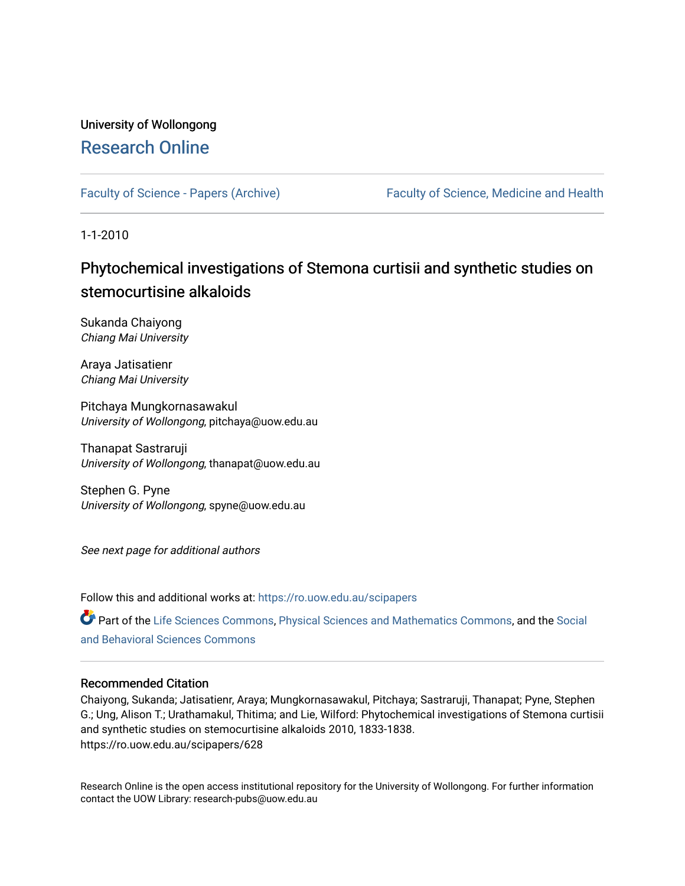University of Wollongong

# Research Online

Faculty of Science - Papers (Archive) | Faculty of Science, Medicine and Health

1-1-2010

## Phytochemical investigations of Stemona curtisii and synthetic studies on stemocurtisine alkaloids

Sukanda Chaiyong
*Chiang Mai University*

Araya Jatisatienr
*Chiang Mai University*

Pitchaya Mungkornasawakul
*University of Wollongong*, pitchaya@uow.edu.au

Thanapat Sastraruji
*University of Wollongong*, thanapat@uow.edu.au

Stephen G. Pyne
*University of Wollongong*, spyne@uow.edu.au

*See next page for additional authors*

Follow this and additional works at: https://ro.uow.edu.au/scipapers

Part of the Life Sciences Commons, Physical Sciences and Mathematics Commons, and the Social and Behavioral Sciences Commons

### Recommended Citation

Chaiyong, Sukanda; Jatisatienr, Araya; Mungkornasawakul, Pitchaya; Sastraruji, Thanapat; Pyne, Stephen G.; Ung, Alison T.; Urathamakul, Thitima; and Lie, Wilford: Phytochemical investigations of Stemona curtisii and synthetic studies on stemocurtisine alkaloids 2010, 1833-1838.
https://ro.uow.edu.au/scipapers/628

Research Online is the open access institutional repository for the University of Wollongong. For further information contact the UOW Library: research-pubs@uow.edu.au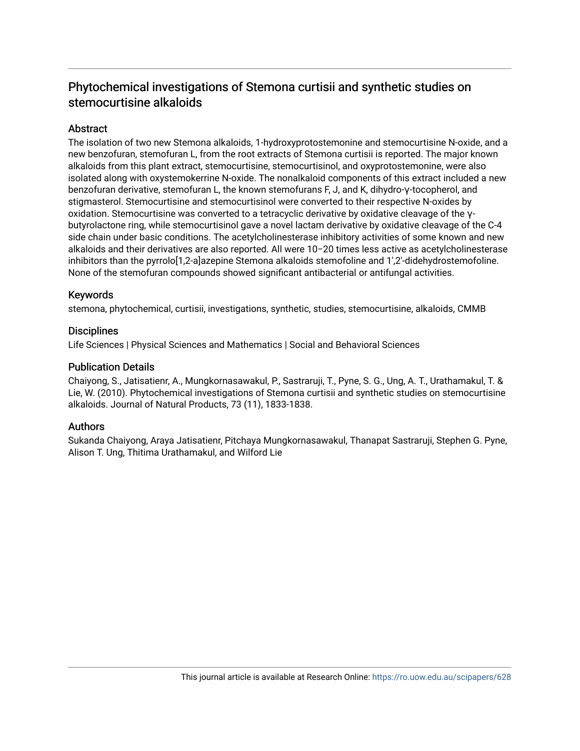# Phytochemical investigations of Stemona curtisii and synthetic studies on stemocurtisine alkaloids

## Abstract

The isolation of two new Stemona alkaloids, 1-hydroxyprotostemonine and stemocurtisine N-oxide, and a new benzofuran, stemofuran L, from the root extracts of Stemona curtisii is reported. The major known alkaloids from this plant extract, stemocurtisine, stemocurtisinol, and oxyprotostemonine, were also isolated along with oxystemokerrine N-oxide. The nonalkaloid components of this extract included a new benzofuran derivative, stemofuran L, the known stemofurans F, J, and K, dihydro-γ-tocopherol, and stigmasterol. Stemocurtisine and stemocurtisinol were converted to their respective N-oxides by oxidation. Stemocurtisine was converted to a tetracyclic derivative by oxidative cleavage of the γ-butyrolactone ring, while stemocurtisinol gave a novel lactam derivative by oxidative cleavage of the C-4 side chain under basic conditions. The acetylcholinesterase inhibitory activities of some known and new alkaloids and their derivatives are also reported. All were 10–20 times less active as acetylcholinesterase inhibitors than the pyrrolo[1,2-a]azepine Stemona alkaloids stemofoline and 1',2'-didehydrostemofoline. None of the stemofuran compounds showed significant antibacterial or antifungal activities.

## Keywords

stemona, phytochemical, curtisii, investigations, synthetic, studies, stemocurtisine, alkaloids, CMMB

## Disciplines

Life Sciences | Physical Sciences and Mathematics | Social and Behavioral Sciences

## Publication Details

Chaiyong, S., Jatisatienr, A., Mungkornasawakul, P., Sastraruji, T., Pyne, S. G., Ung, A. T., Urathamakul, T. & Lie, W. (2010). Phytochemical investigations of Stemona curtisii and synthetic studies on stemocurtisine alkaloids. Journal of Natural Products, 73 (11), 1833-1838.

## Authors

Sukanda Chaiyong, Araya Jatisatienr, Pitchaya Mungkornasawakul, Thanapat Sastraruji, Stephen G. Pyne, Alison T. Ung, Thitima Urathamakul, and Wilford Lie

This journal article is available at Research Online: https://ro.uow.edu.au/scipapers/628